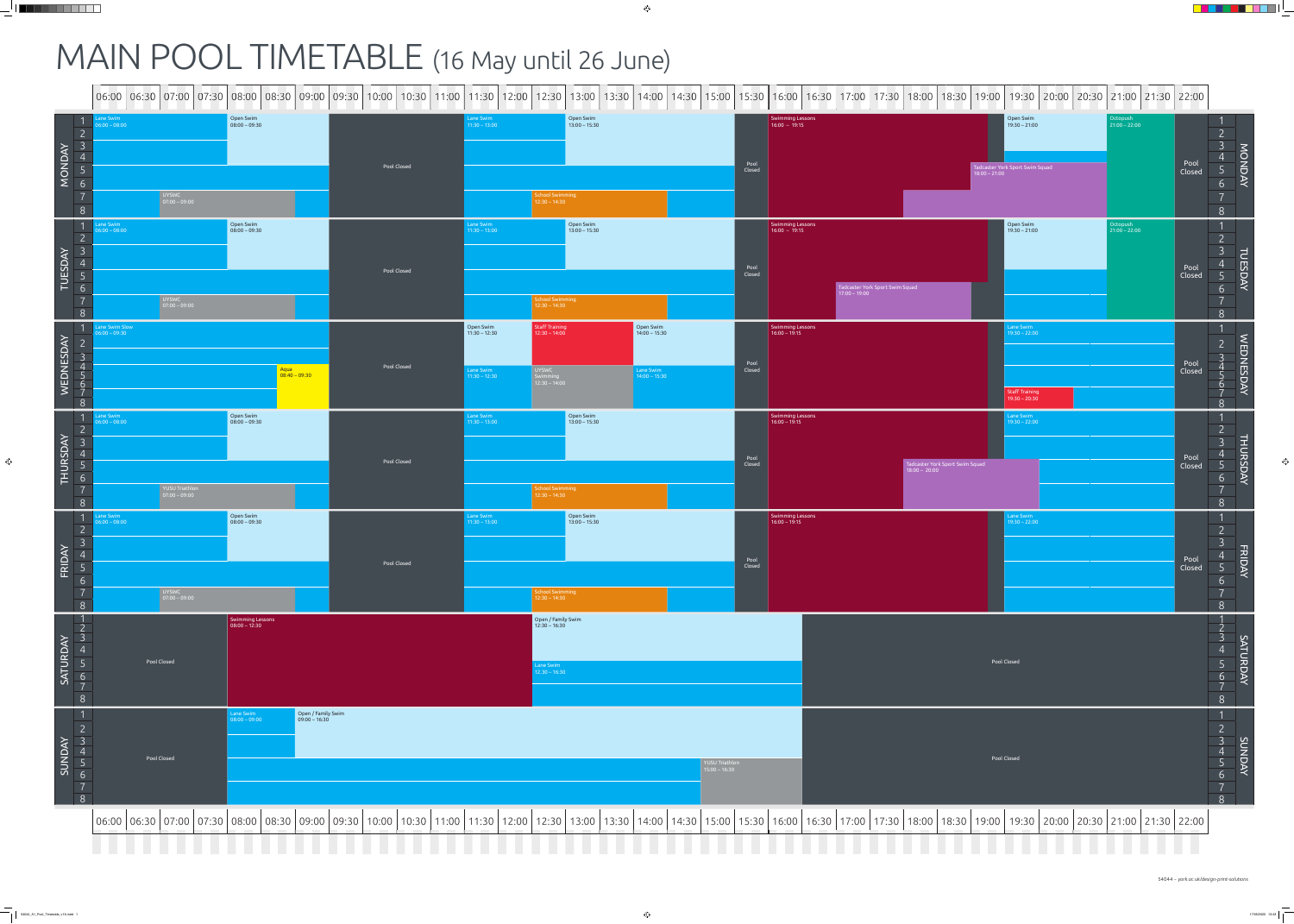# MAIN POOL TIMETABLE (16 May until 26 June)

## MONDAY

| Lanes | Activity | Time |
|---|---|---|
| 1–8 | Lane Swim | 06:00 – 08:00 |
| 7–8 | UYSWC | 07:00 – 09:00 |
| 1–3 | Open Swim | 08:00 – 09:30 |
| 1–8 | Pool Closed | 09:30 – 11:30 |
| 1–8 | Lane Swim | 11:30 – 13:00 |
| 1–3 | Open Swim | 13:00 – 15:30 |
| 7–8 | School Swimming | 12:30 – 14:30 |
| 1–8 | Pool Closed | 15:30 – 16:00 |
| 1–8 | Swimming Lessons | 16:00 – 19:15 |
| 1–3 | Open Swim | 19:30 – 21:00 |
| 5–8 | Tadcaster York Sport Swim Squad | 18:00 – 21:00 |
| 1–8 | Octopush | 21:00 – 22:00 |
| 1–8 | Pool Closed | 22:00 |

## TUESDAY

| Lanes | Activity | Time |
|---|---|---|
| 1–8 | Lane Swim | 06:00 – 08:00 |
| 7–8 | UYSWC | 07:00 – 09:00 |
| 1–3 | Open Swim | 08:00 – 09:30 |
| 1–8 | Pool Closed | 09:30 – 11:30 |
| 1–8 | Lane Swim | 11:30 – 13:00 |
| 1–3 | Open Swim | 13:00 – 15:30 |
| 7–8 | School Swimming | 12:30 – 14:30 |
| 1–8 | Pool Closed | 15:30 – 16:00 |
| 1–8 | Swimming Lessons | 16:00 – 19:15 |
| 6–8 | Tadcaster York Sport Swim Squad | 17:00 – 19:00 |
| 1–3 | Open Swim | 19:30 – 21:00 |
| 1–8 | Octopush | 21:00 – 22:00 |
| 1–8 | Pool Closed | 22:00 |

## WEDNESDAY

| Lanes | Activity | Time |
|---|---|---|
| 1–8 | Lane Swim Slow | 06:00 – 09:30 |
| 4–7 | Aqua | 08:40 – 09:30 |
| 1–8 | Pool Closed | 09:30 – 11:30 |
| 1–3 | Open Swim | 11:30 – 12:30 |
| 1–3 | Staff Training | 12:30 – 14:00 |
| 1–3 | Open Swim | 14:00 – 15:30 |
| 4–8 | Lane Swim | 11:30 – 12:30 |
| 4–8 | UYSWC Swimming | 12:30 – 14:00 |
| 4–8 | Lane Swim | 14:00 – 15:30 |
| 1–8 | Pool Closed | 15:30 – 16:00 |
| 1–8 | Swimming Lessons | 16:00 – 19:15 |
| 1–8 | Lane Swim | 19:30 – 22:00 |
| 7–8 | Staff Training | 19:30 – 20:30 |
| 1–8 | Pool Closed | 22:00 |

## THURSDAY

| Lanes | Activity | Time |
|---|---|---|
| 1–8 | Lane Swim | 06:00 – 08:00 |
| 7–8 | YUSU Triathlon | 07:00 – 09:00 |
| 1–3 | Open Swim | 08:00 – 09:30 |
| 1–8 | Pool Closed | 09:30 – 11:30 |
| 1–8 | Lane Swim | 11:30 – 13:00 |
| 1–3 | Open Swim | 13:00 – 15:30 |
| 7–8 | School Swimming | 12:30 – 14:30 |
| 1–8 | Pool Closed | 15:30 – 16:00 |
| 1–8 | Swimming Lessons | 16:00 – 19:15 |
| 5–8 | Tadcaster York Sport Swim Squad | 18:00 – 20:00 |
| 1–8 | Lane Swim | 19:30 – 22:00 |
| 1–8 | Pool Closed | 22:00 |

## FRIDAY

| Lanes | Activity | Time |
|---|---|---|
| 1–8 | Lane Swim | 06:00 – 08:00 |
| 7–8 | UYSWC | 07:00 – 09:00 |
| 1–3 | Open Swim | 08:00 – 09:30 |
| 1–8 | Pool Closed | 09:30 – 11:30 |
| 1–8 | Lane Swim | 11:30 – 13:00 |
| 1–3 | Open Swim | 13:00 – 15:30 |
| 7–8 | School Swimming | 12:30 – 14:30 |
| 1–8 | Pool Closed | 15:30 – 16:00 |
| 1–8 | Swimming Lessons | 16:00 – 19:15 |
| 1–8 | Lane Swim | 19:30 – 22:00 |
| 1–8 | Pool Closed | 22:00 |

## SATURDAY

| Lanes | Activity | Time |
|---|---|---|
| 1–8 | Pool Closed | 06:00 – 08:00 |
| 1–8 | Swimming Lessons | 08:00 – 12:30 |
| 1–4 | Open / Family Swim | 12:30 – 16:30 |
| 5–8 | Lane Swim | 12:30 – 16:30 |
| 1–8 | Pool Closed | 16:30 – 22:00 |

## SUNDAY

| Lanes | Activity | Time |
|---|---|---|
| 1–8 | Pool Closed | 06:00 – 08:00 |
| 1–3 | Lane Swim | 08:00 – 09:00 |
| 1–4 | Open / Family Swim | 09:00 – 16:30 |
| 5–8 | Lane Swim | 08:00 – 15:00 |
| 5–8 | YUSU Triathlon | 15:00 – 16:30 |
| 1–8 | Pool Closed | 16:30 – 22:00 |

54044 – york.ac.uk/design-print-solutions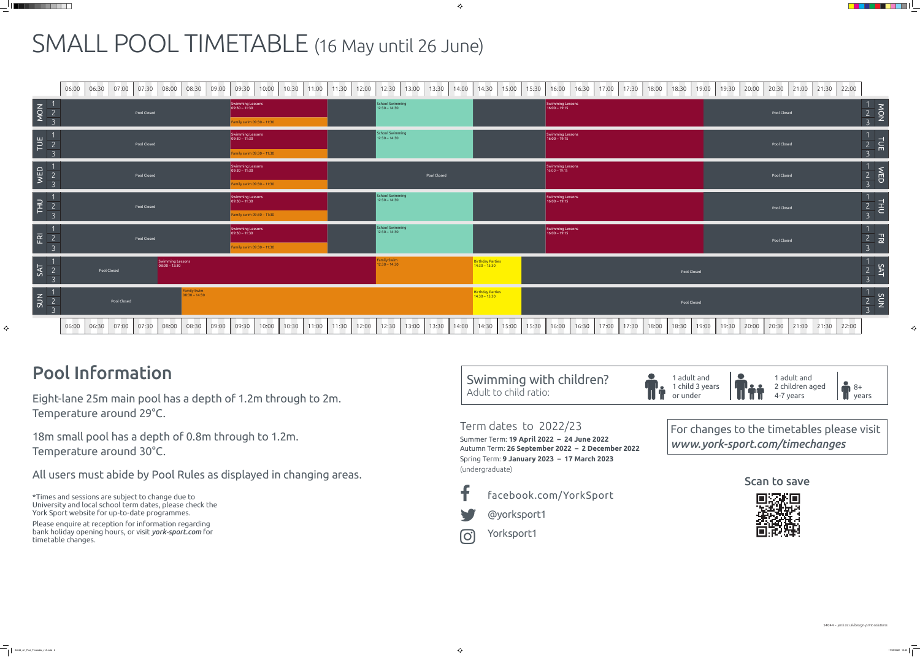# SMALL POOL TIMETABLE (16 May until 26 June)

| Day | Lanes | Sessions |
|---|---|---|
| MON | 1–3 | Pool Closed (06:00 – 09:30); Swimming Lessons 09:30 – 11:30; Family swim 09:30 – 11:30; School Swimming 12:30 – 14:30; Swimming Lessons 16:00 – 19:15; Pool Closed |
| TUE | 1–3 | Pool Closed (06:00 – 09:30); Swimming Lessons 09:30 – 11:30; Family swim 09:30 – 11:30; School Swimming 12:30 – 14:30; Swimming Lessons 16:00 – 19:15; Pool Closed |
| WED | 1–3 | Pool Closed (06:00 – 09:30); Swimming Lessons 09:30 – 11:30; Family swim 09:30 – 11:30; Pool Closed; Swimming Lessons 16:00 – 19:15; Pool Closed |
| THU | 1–3 | Pool Closed (06:00 – 09:30); Swimming Lessons 09:30 – 11:30; Family swim 09:30 – 11:30; School Swimming 12:30 – 14:30; Swimming Lessons 16:00 – 19:15; Pool Closed |
| FRI | 1–3 | Pool Closed (06:00 – 09:30); Swimming Lessons 09:30 – 11:30; Family swim 09:30 – 11:30; School Swimming 12:30 – 14:30; Swimming Lessons 16:00 – 19:15; Pool Closed |
| SAT | 1–3 | Pool Closed (06:00 – 08:00); Swimming Lessons 08:00 – 12:30; Family Swim 12:30 – 14:30; Birthday Parties 14:30 – 15:30; Pool Closed |
| SUN | 1–3 | Pool Closed (06:00 – 08:30); Family Swim 08:30 – 14:30; Birthday Parties 14:30 – 15:30; Pool Closed |

## Pool Information

Eight-lane 25m main pool has a depth of 1.2m through to 2m. Temperature around 29°C.

18m small pool has a depth of 0.8m through to 1.2m. Temperature around 30°C.

All users must abide by Pool Rules as displayed in changing areas.

*Times and sessions are subject to change due to University and local school term dates, please check the York Sport website for up-to-date programmes.

Please enquire at reception for information regarding bank holiday opening hours, or visit *york-sport.com* for timetable changes.

**Swimming with children?**
Adult to child ratio:

- 1 adult and 1 child 3 years or under
- 1 adult and 2 children aged 4-7 years
- 8+ years

**Term dates to 2022/23**

Summer Term: **19 April 2022 – 24 June 2022**
Autumn Term: **26 September 2022 – 2 December 2022**
Spring Term: **9 January 2023 – 17 March 2023**
(undergraduate)

For changes to the timetable please visit ***www.york-sport.com/timechanges***

facebook.com/YorkSport
@yorksport1
Yorksport1

**Scan to save**